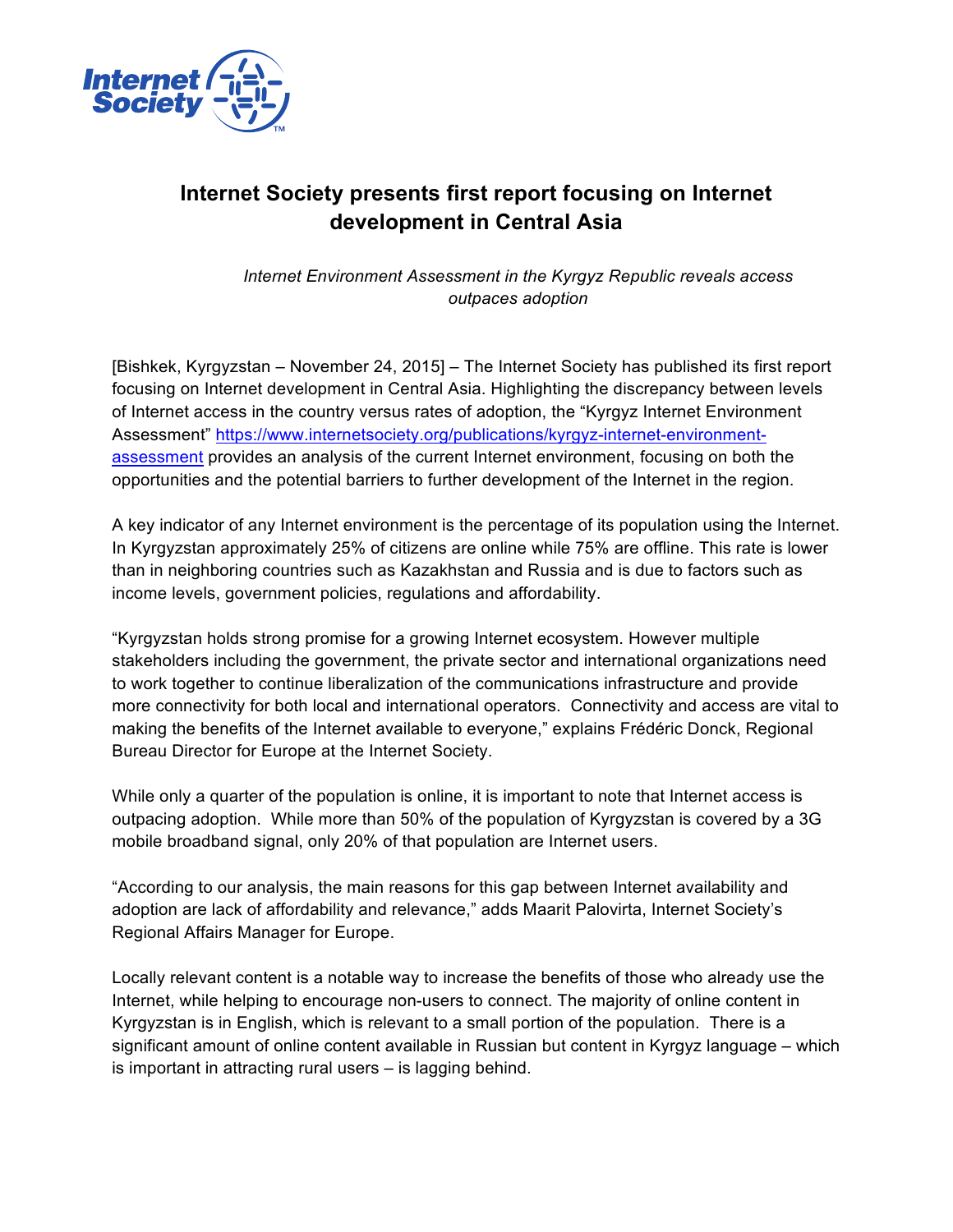# Internet Society presents first report focusing on Internet development in Central Asia

*Internet Environment Assessment in the Kyrgyz Republic reveals access outpaces adoption*

[Bishkek, Kyrgyzstan – November 24, 2015] – The Internet Society has published its first report focusing on Internet development in Central Asia. Highlighting the discrepancy between levels of Internet access in the country versus rates of adoption, the "Kyrgyz Internet Environment Assessment" https://www.internetsociety.org/publications/kyrgyz-internet-environment-assessment provides an analysis of the current Internet environment, focusing on both the opportunities and the potential barriers to further development of the Internet in the region.

A key indicator of any Internet environment is the percentage of its population using the Internet. In Kyrgyzstan approximately 25% of citizens are online while 75% are offline. This rate is lower than in neighboring countries such as Kazakhstan and Russia and is due to factors such as income levels, government policies, regulations and affordability.

"Kyrgyzstan holds strong promise for a growing Internet ecosystem. However multiple stakeholders including the government, the private sector and international organizations need to work together to continue liberalization of the communications infrastructure and provide more connectivity for both local and international operators. Connectivity and access are vital to making the benefits of the Internet available to everyone," explains Frédéric Donck, Regional Bureau Director for Europe at the Internet Society.

While only a quarter of the population is online, it is important to note that Internet access is outpacing adoption. While more than 50% of the population of Kyrgyzstan is covered by a 3G mobile broadband signal, only 20% of that population are Internet users.

"According to our analysis, the main reasons for this gap between Internet availability and adoption are lack of affordability and relevance," adds Maarit Palovirta, Internet Society's Regional Affairs Manager for Europe.

Locally relevant content is a notable way to increase the benefits of those who already use the Internet, while helping to encourage non-users to connect. The majority of online content in Kyrgyzstan is in English, which is relevant to a small portion of the population. There is a significant amount of online content available in Russian but content in Kyrgyz language – which is important in attracting rural users – is lagging behind.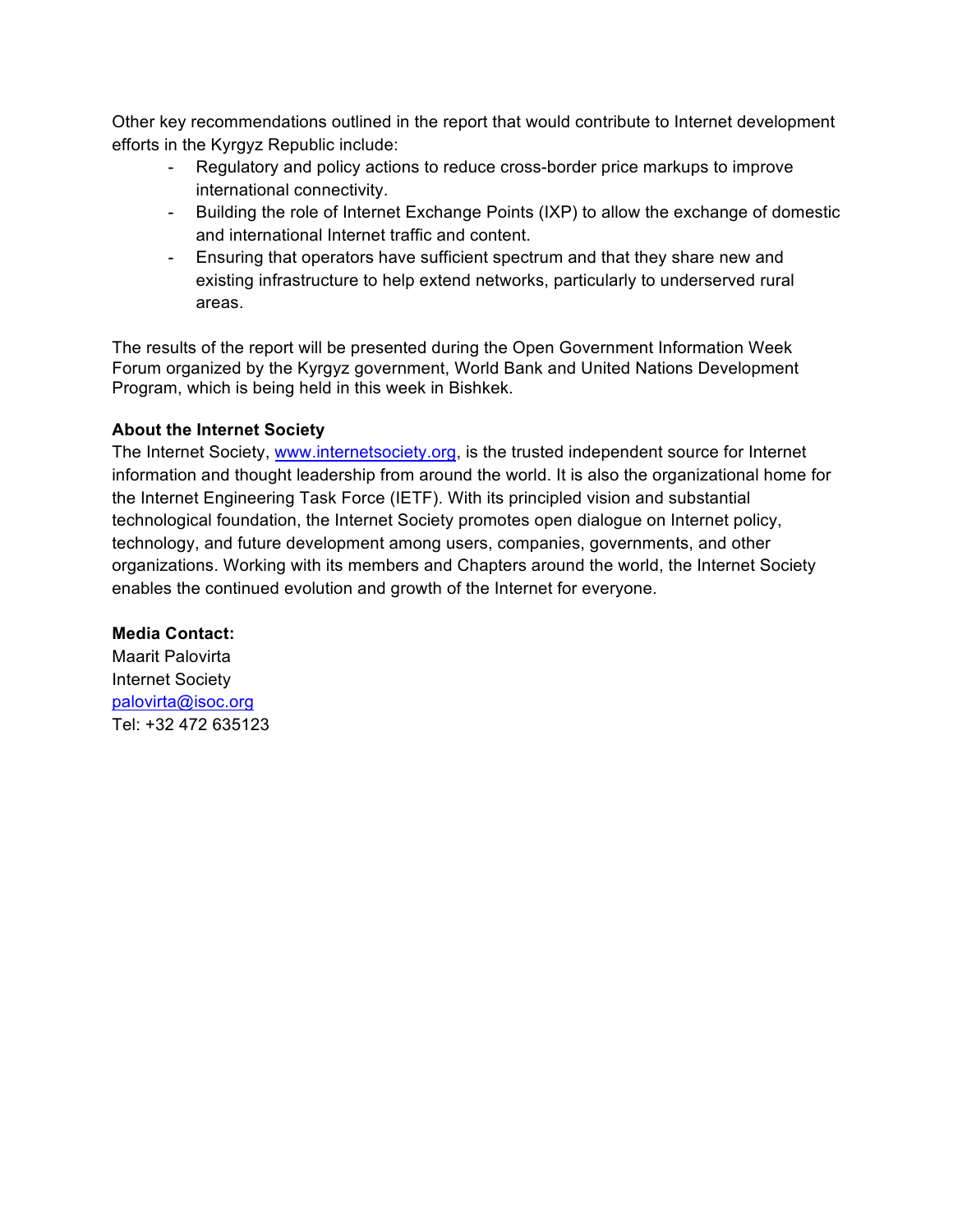Other key recommendations outlined in the report that would contribute to Internet development efforts in the Kyrgyz Republic include:

- Regulatory and policy actions to reduce cross-border price markups to improve international connectivity.
- Building the role of Internet Exchange Points (IXP) to allow the exchange of domestic and international Internet traffic and content.
- Ensuring that operators have sufficient spectrum and that they share new and existing infrastructure to help extend networks, particularly to underserved rural areas.

The results of the report will be presented during the Open Government Information Week Forum organized by the Kyrgyz government, World Bank and United Nations Development Program, which is being held in this week in Bishkek.

**About the Internet Society**

The Internet Society, www.internetsociety.org, is the trusted independent source for Internet information and thought leadership from around the world. It is also the organizational home for the Internet Engineering Task Force (IETF). With its principled vision and substantial technological foundation, the Internet Society promotes open dialogue on Internet policy, technology, and future development among users, companies, governments, and other organizations. Working with its members and Chapters around the world, the Internet Society enables the continued evolution and growth of the Internet for everyone.

**Media Contact:**

Maarit Palovirta
Internet Society
palovirta@isoc.org
Tel: +32 472 635123